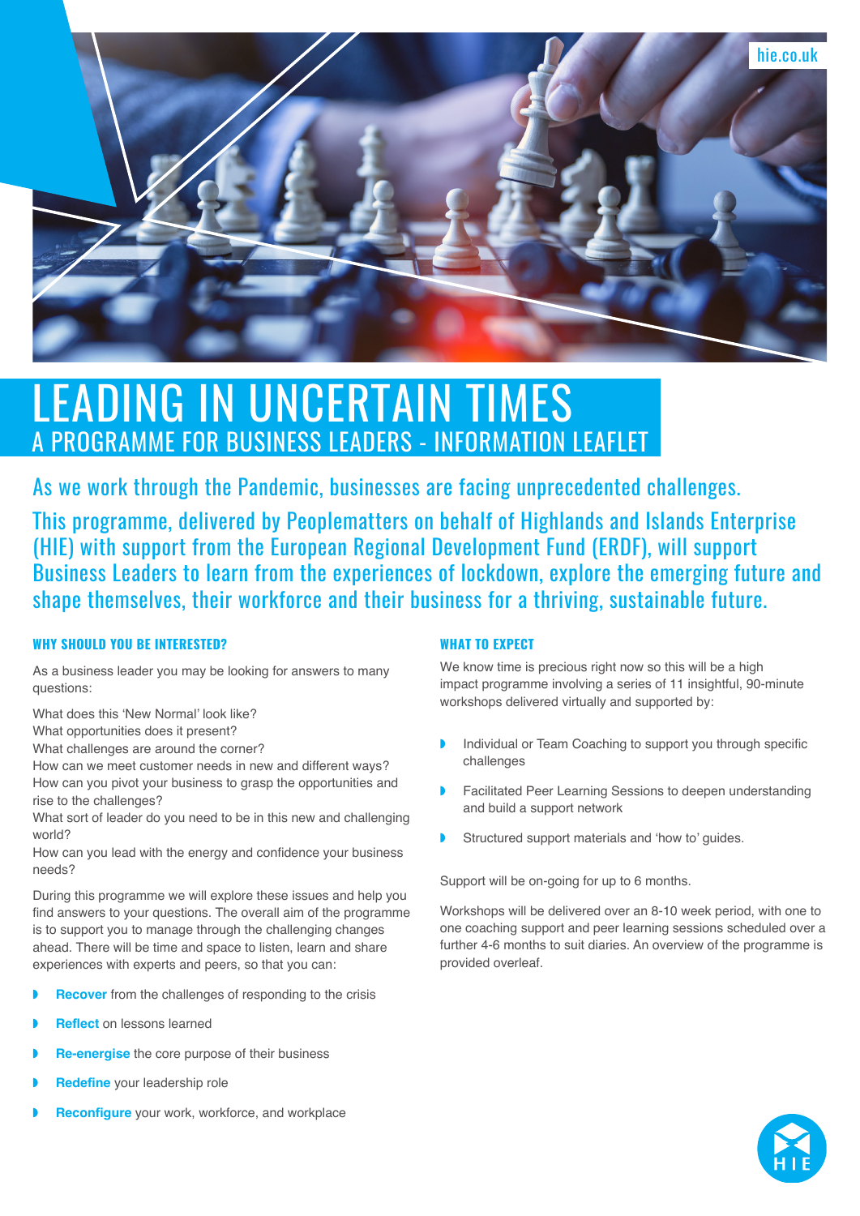hie.co.uk

# LEADING IN UNCERTAIN TIMES

## A PROGRAMME FOR BUSINESS LEADERS - INFORMATION LEAFLET

As we work through the Pandemic, businesses are facing unprecedented challenges.

This programme, delivered by Peoplematters on behalf of Highlands and Islands Enterprise (HIE) with support from the European Regional Development Fund (ERDF), will support Business Leaders to learn from the experiences of lockdown, explore the emerging future and shape themselves, their workforce and their business for a thriving, sustainable future.

### WHY SHOULD YOU BE INTERESTED?

As a business leader you may be looking for answers to many questions:

What does this 'New Normal' look like?
What opportunities does it present?
What challenges are around the corner?
How can we meet customer needs in new and different ways?
How can you pivot your business to grasp the opportunities and rise to the challenges?
What sort of leader do you need to be in this new and challenging world?
How can you lead with the energy and confidence your business needs?

During this programme we will explore these issues and help you find answers to your questions. The overall aim of the programme is to support you to manage through the challenging changes ahead. There will be time and space to listen, learn and share experiences with experts and peers, so that you can:

- **Recover** from the challenges of responding to the crisis
- **Reflect** on lessons learned
- **Re-energise** the core purpose of their business
- **Redefine** your leadership role
- **Reconfigure** your work, workforce, and workplace

### WHAT TO EXPECT

We know time is precious right now so this will be a high impact programme involving a series of 11 insightful, 90-minute workshops delivered virtually and supported by:

- Individual or Team Coaching to support you through specific challenges
- Facilitated Peer Learning Sessions to deepen understanding and build a support network
- Structured support materials and 'how to' guides.

Support will be on-going for up to 6 months.

Workshops will be delivered over an 8-10 week period, with one to one coaching support and peer learning sessions scheduled over a further 4-6 months to suit diaries. An overview of the programme is provided overleaf.

HIE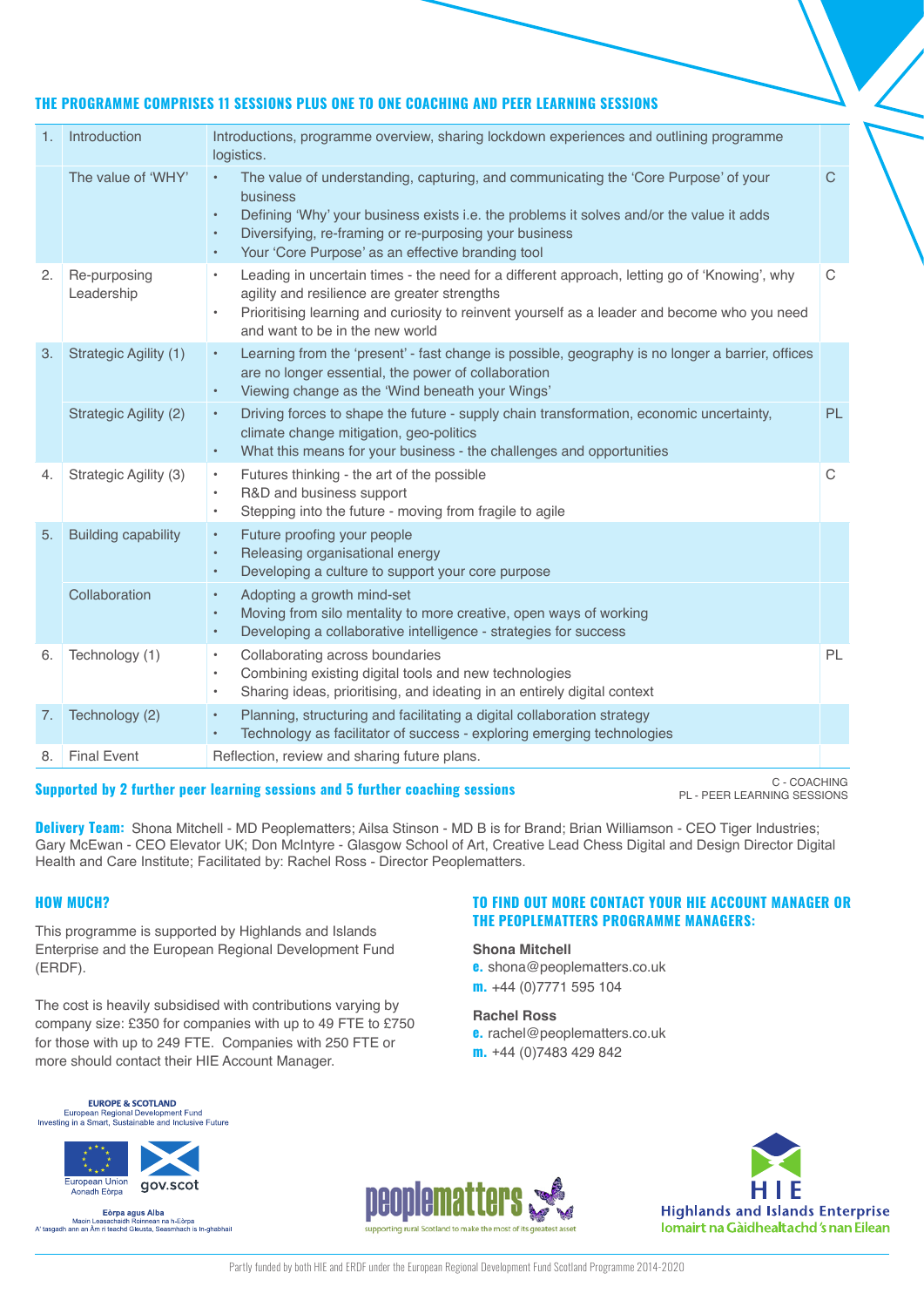## THE PROGRAMME COMPRISES 11 SESSIONS PLUS ONE TO ONE COACHING AND PEER LEARNING SESSIONS

| | | | |
|---|---|---|---|
| 1. | Introduction | Introductions, programme overview, sharing lockdown experiences and outlining programme logistics. | |
| | The value of 'WHY' | • The value of understanding, capturing, and communicating the 'Core Purpose' of your business<br>• Defining 'Why' your business exists i.e. the problems it solves and/or the value it adds<br>• Diversifying, re-framing or re-purposing your business<br>• Your 'Core Purpose' as an effective branding tool | C |
| 2. | Re-purposing Leadership | • Leading in uncertain times - the need for a different approach, letting go of 'Knowing', why agility and resilience are greater strengths<br>• Prioritising learning and curiosity to reinvent yourself as a leader and become who you need and want to be in the new world | C |
| 3. | Strategic Agility (1) | • Learning from the 'present' - fast change is possible, geography is no longer a barrier, offices are no longer essential, the power of collaboration<br>• Viewing change as the 'Wind beneath your Wings' | |
| | Strategic Agility (2) | • Driving forces to shape the future - supply chain transformation, economic uncertainty, climate change mitigation, geo-politics<br>• What this means for your business - the challenges and opportunities | PL |
| 4. | Strategic Agility (3) | • Futures thinking - the art of the possible<br>• R&D and business support<br>• Stepping into the future - moving from fragile to agile | C |
| 5. | Building capability | • Future proofing your people<br>• Releasing organisational energy<br>• Developing a culture to support your core purpose | |
| | Collaboration | • Adopting a growth mind-set<br>• Moving from silo mentality to more creative, open ways of working<br>• Developing a collaborative intelligence - strategies for success | |
| 6. | Technology (1) | • Collaborating across boundaries<br>• Combining existing digital tools and new technologies<br>• Sharing ideas, prioritising, and ideating in an entirely digital context | PL |
| 7. | Technology (2) | • Planning, structuring and facilitating a digital collaboration strategy<br>• Technology as facilitator of success - exploring emerging technologies | |
| 8. | Final Event | Reflection, review and sharing future plans. | |

**Supported by 2 further peer learning sessions and 5 further coaching sessions**

C - COACHING
PL - PEER LEARNING SESSIONS

**Delivery Team:** Shona Mitchell - MD Peoplematters; Ailsa Stinson - MD B is for Brand; Brian Williamson - CEO Tiger Industries; Gary McEwan - CEO Elevator UK; Don McIntyre - Glasgow School of Art, Creative Lead Chess Digital and Design Director Digital Health and Care Institute; Facilitated by: Rachel Ross - Director Peoplematters.

## HOW MUCH?

This programme is supported by Highlands and Islands Enterprise and the European Regional Development Fund (ERDF).

The cost is heavily subsidised with contributions varying by company size: £350 for companies with up to 49 FTE to £750 for those with up to 249 FTE. Companies with 250 FTE or more should contact their HIE Account Manager.

## TO FIND OUT MORE CONTACT YOUR HIE ACCOUNT MANAGER OR THE PEOPLEMATTERS PROGRAMME MANAGERS:

**Shona Mitchell**
**e.** shona@peoplematters.co.uk
**m.** +44 (0)7771 595 104

**Rachel Ross**
**e.** rachel@peoplematters.co.uk
**m.** +44 (0)7483 429 842

EUROPE & SCOTLAND
European Regional Development Fund
Investing in a Smart, Sustainable and Inclusive Future

European Union
Aonadh Eòrpa

gov.scot

Eòrpa agus Alba
Maoin Leasachaidh Roinnean na h-Eòrpa
A' tasgadh ann an Àm ri teachd Glìosta, Seasmhach is In-ghabhail

peoplematters
supporting rural Scotland to make the most of its greatest asset

HIE
Highlands and Islands Enterprise
Iomairt na Gàidhealtachd 's nan Eilean

Partly funded by both HIE and ERDF under the European Regional Development Fund Scotland Programme 2014-2020